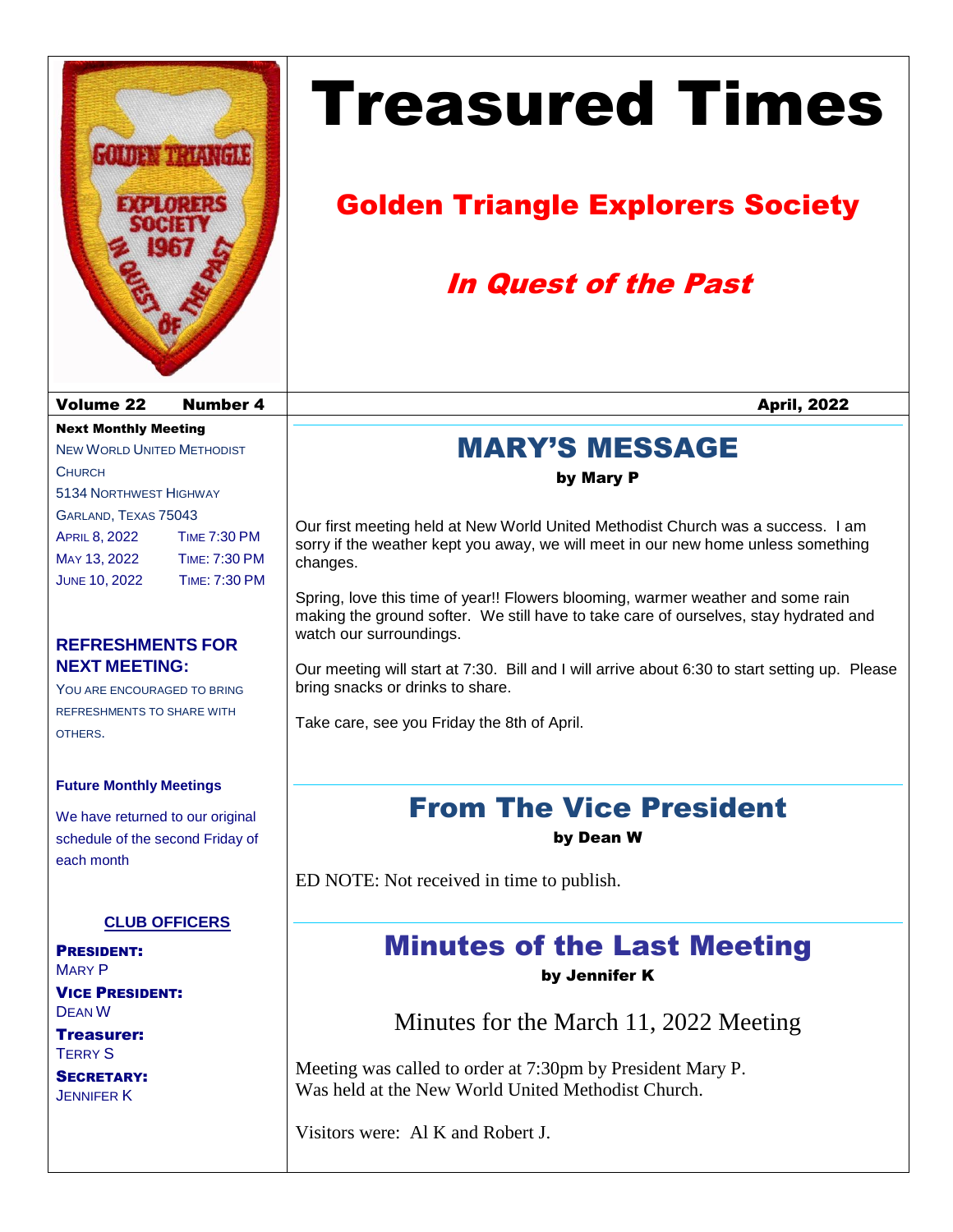# Treasured Times

## Golden Triangle Explorers Society

### *In Quest of the Past*

**Volume 22 Number 4** **April, 2022**

**Next Monthly Meeting**

New World United Methodist Church
5134 Northwest Highway
Garland, Texas 75043

| | |
|---|---|
| April 8, 2022 | Time 7:30 PM |
| May 13, 2022 | Time: 7:30 PM |
| June 10, 2022 | Time: 7:30 PM |

**REFRESHMENTS FOR NEXT MEETING:**

You are encouraged to bring refreshments to share with others.

**Future Monthly Meetings**

We have returned to our original schedule of the second Friday of each month

**CLUB OFFICERS**

**President:**
Mary P

**Vice President:**
Dean W

**Treasurer:**
Terry S

**Secretary:**
Jennifer K

## MARY'S MESSAGE

**by Mary P**

Our first meeting held at New World United Methodist Church was a success. I am sorry if the weather kept you away, we will meet in our new home unless something changes.

Spring, love this time of year!! Flowers blooming, warmer weather and some rain making the ground softer. We still have to take care of ourselves, stay hydrated and watch our surroundings.

Our meeting will start at 7:30. Bill and I will arrive about 6:30 to start setting up. Please bring snacks or drinks to share.

Take care, see you Friday the 8th of April.

## From The Vice President

**by Dean W**

ED NOTE: Not received in time to publish.

## Minutes of the Last Meeting

**by Jennifer K**

Minutes for the March 11, 2022 Meeting

Meeting was called to order at 7:30pm by President Mary P.
Was held at the New World United Methodist Church.

Visitors were: Al K and Robert J.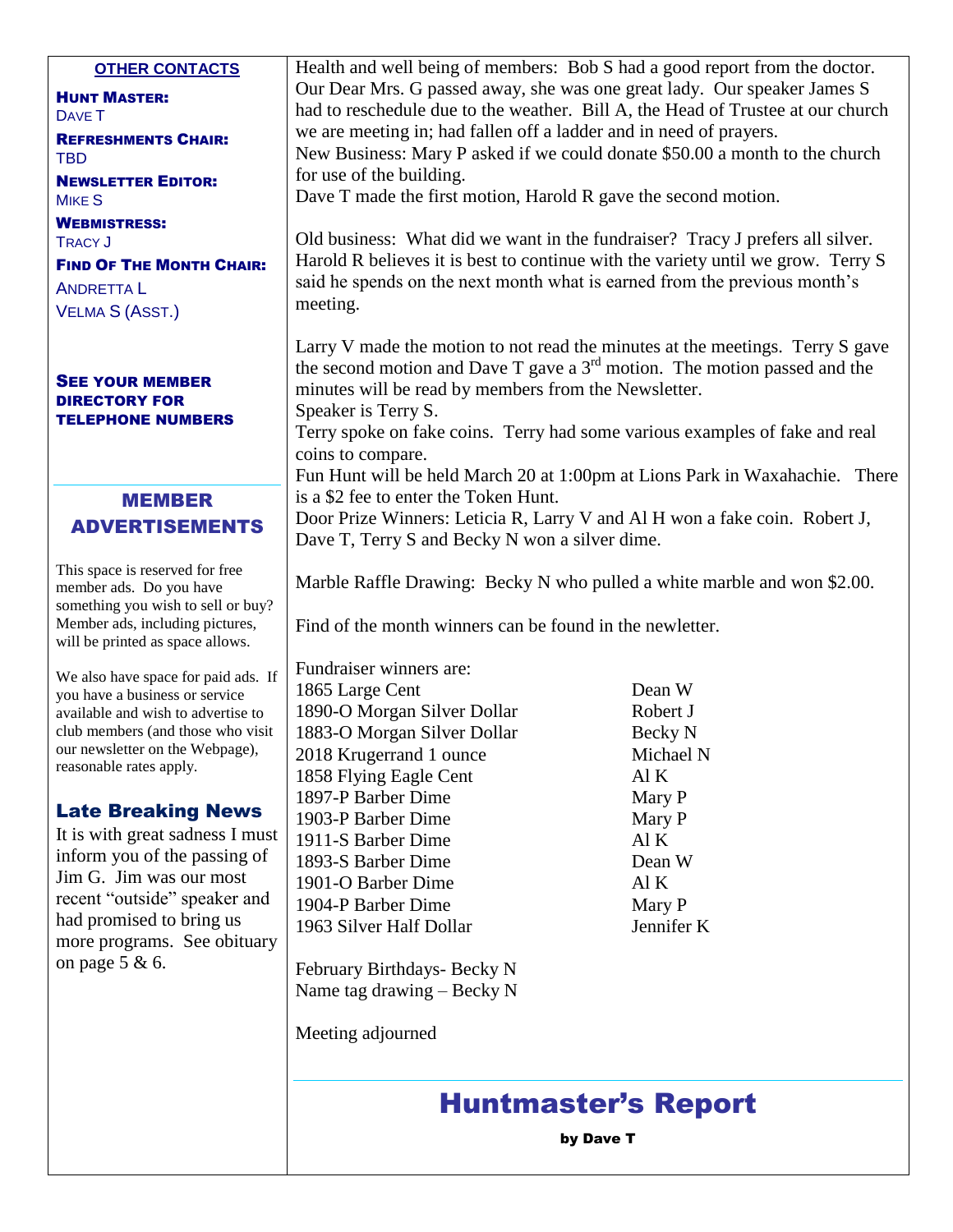**OTHER CONTACTS**

**HUNT MASTER:**
DAVE T

**REFRESHMENTS CHAIR:**
TBD

**NEWSLETTER EDITOR:**
MIKE S

**WEBMISTRESS:**
TRACY J

**FIND OF THE MONTH CHAIR:**
ANDRETTA L
VELMA S (ASST.)

**SEE YOUR MEMBER DIRECTORY FOR TELEPHONE NUMBERS**

## MEMBER ADVERTISEMENTS

This space is reserved for free member ads. Do you have something you wish to sell or buy? Member ads, including pictures, will be printed as space allows.

We also have space for paid ads. If you have a business or service available and wish to advertise to club members (and those who visit our newsletter on the Webpage), reasonable rates apply.

## Late Breaking News

It is with great sadness I must inform you of the passing of Jim G. Jim was our most recent "outside" speaker and had promised to bring us more programs. See obituary on page 5 & 6.

Health and well being of members: Bob S had a good report from the doctor. Our Dear Mrs. G passed away, she was one great lady. Our speaker James S had to reschedule due to the weather. Bill A, the Head of Trustee at our church we are meeting in; had fallen off a ladder and in need of prayers.
New Business: Mary P asked if we could donate $50.00 a month to the church for use of the building.
Dave T made the first motion, Harold R gave the second motion.

Old business: What did we want in the fundraiser? Tracy J prefers all silver. Harold R believes it is best to continue with the variety until we grow. Terry S said he spends on the next month what is earned from the previous month's meeting.

Larry V made the motion to not read the minutes at the meetings. Terry S gave the second motion and Dave T gave a 3rd motion. The motion passed and the minutes will be read by members from the Newsletter.
Speaker is Terry S.
Terry spoke on fake coins. Terry had some various examples of fake and real coins to compare.
Fun Hunt will be held March 20 at 1:00pm at Lions Park in Waxahachie. There is a $2 fee to enter the Token Hunt.
Door Prize Winners: Leticia R, Larry V and Al H won a fake coin. Robert J, Dave T, Terry S and Becky N won a silver dime.

Marble Raffle Drawing: Becky N who pulled a white marble and won $2.00.

Find of the month winners can be found in the newletter.

Fundraiser winners are:

| Item | Winner |
|---|---|
| 1865 Large Cent | Dean W |
| 1890-O Morgan Silver Dollar | Robert J |
| 1883-O Morgan Silver Dollar | Becky N |
| 2018 Krugerrand 1 ounce | Michael N |
| 1858 Flying Eagle Cent | Al K |
| 1897-P Barber Dime | Mary P |
| 1903-P Barber Dime | Mary P |
| 1911-S Barber Dime | Al K |
| 1893-S Barber Dime | Dean W |
| 1901-O Barber Dime | Al K |
| 1904-P Barber Dime | Mary P |
| 1963 Silver Half Dollar | Jennifer K |

February Birthdays- Becky N
Name tag drawing – Becky N

Meeting adjourned

# Huntmaster's Report

**by Dave T**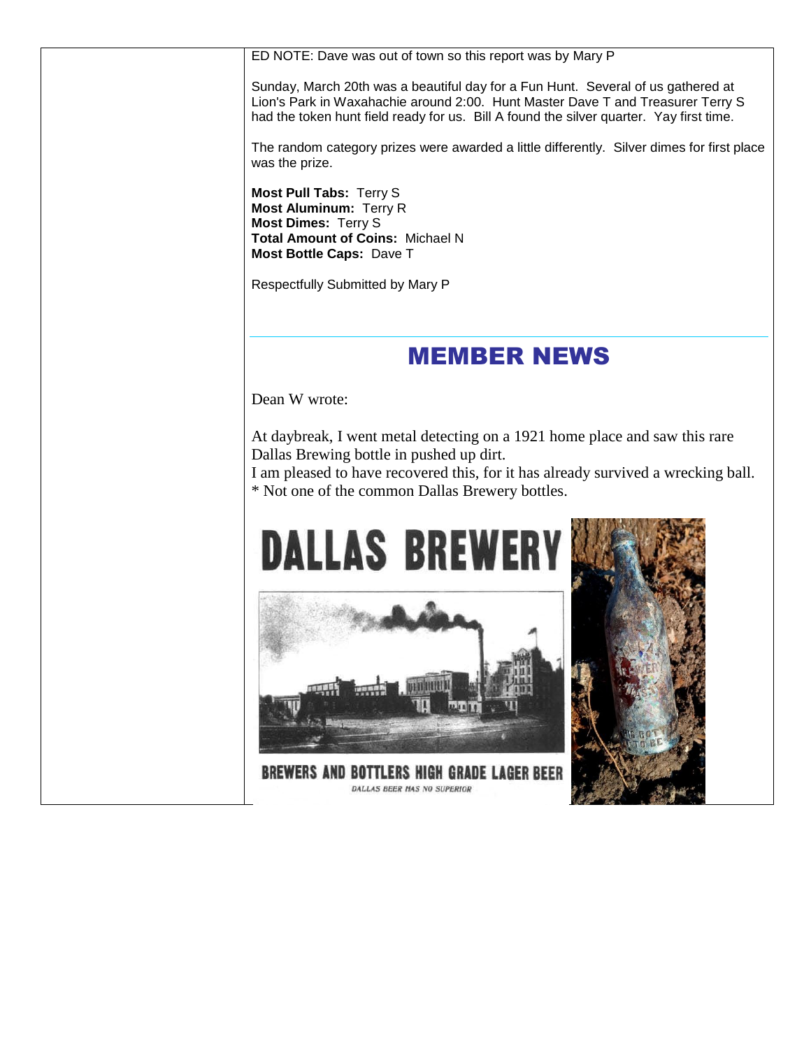ED NOTE: Dave was out of town so this report was by Mary P

Sunday, March 20th was a beautiful day for a Fun Hunt. Several of us gathered at Lion's Park in Waxahachie around 2:00. Hunt Master Dave T and Treasurer Terry S had the token hunt field ready for us. Bill A found the silver quarter. Yay first time.

The random category prizes were awarded a little differently. Silver dimes for first place was the prize.

**Most Pull Tabs:** Terry S
**Most Aluminum:** Terry R
**Most Dimes:** Terry S
**Total Amount of Coins:** Michael N
**Most Bottle Caps:** Dave T

Respectfully Submitted by Mary P

## MEMBER NEWS

Dean W wrote:

At daybreak, I went metal detecting on a 1921 home place and saw this rare Dallas Brewing bottle in pushed up dirt.
I am pleased to have recovered this, for it has already survived a wrecking ball.
* Not one of the common Dallas Brewery bottles.

DALLAS BREWERY

BREWERS AND BOTTLERS HIGH GRADE LAGER BEER

DALLAS BEER HAS NO SUPERIOR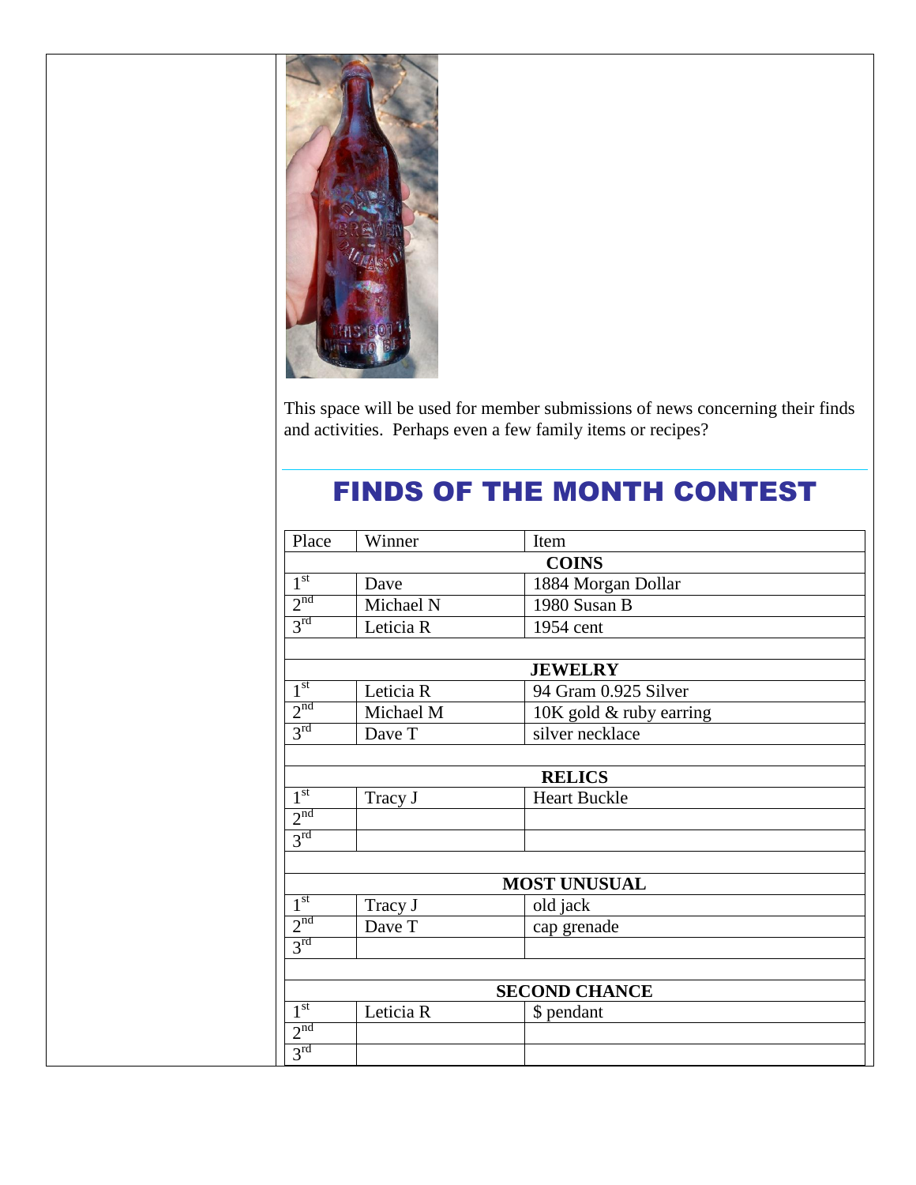This space will be used for member submissions of news concerning their finds and activities. Perhaps even a few family items or recipes?

## FINDS OF THE MONTH CONTEST

| Place | Winner | Item |
|---|---|---|
| | **COINS** | |
| 1st | Dave | 1884 Morgan Dollar |
| 2nd | Michael N | 1980 Susan B |
| 3rd | Leticia R | 1954 cent |
| | | |
| | **JEWELRY** | |
| 1st | Leticia R | 94 Gram 0.925 Silver |
| 2nd | Michael M | 10K gold & ruby earring |
| 3rd | Dave T | silver necklace |
| | | |
| | **RELICS** | |
| 1st | Tracy J | Heart Buckle |
| 2nd | | |
| 3rd | | |
| | | |
| | **MOST UNUSUAL** | |
| 1st | Tracy J | old jack |
| 2nd | Dave T | cap grenade |
| 3rd | | |
| | | |
| | **SECOND CHANCE** | |
| 1st | Leticia R | $ pendant |
| 2nd | | |
| 3rd | | |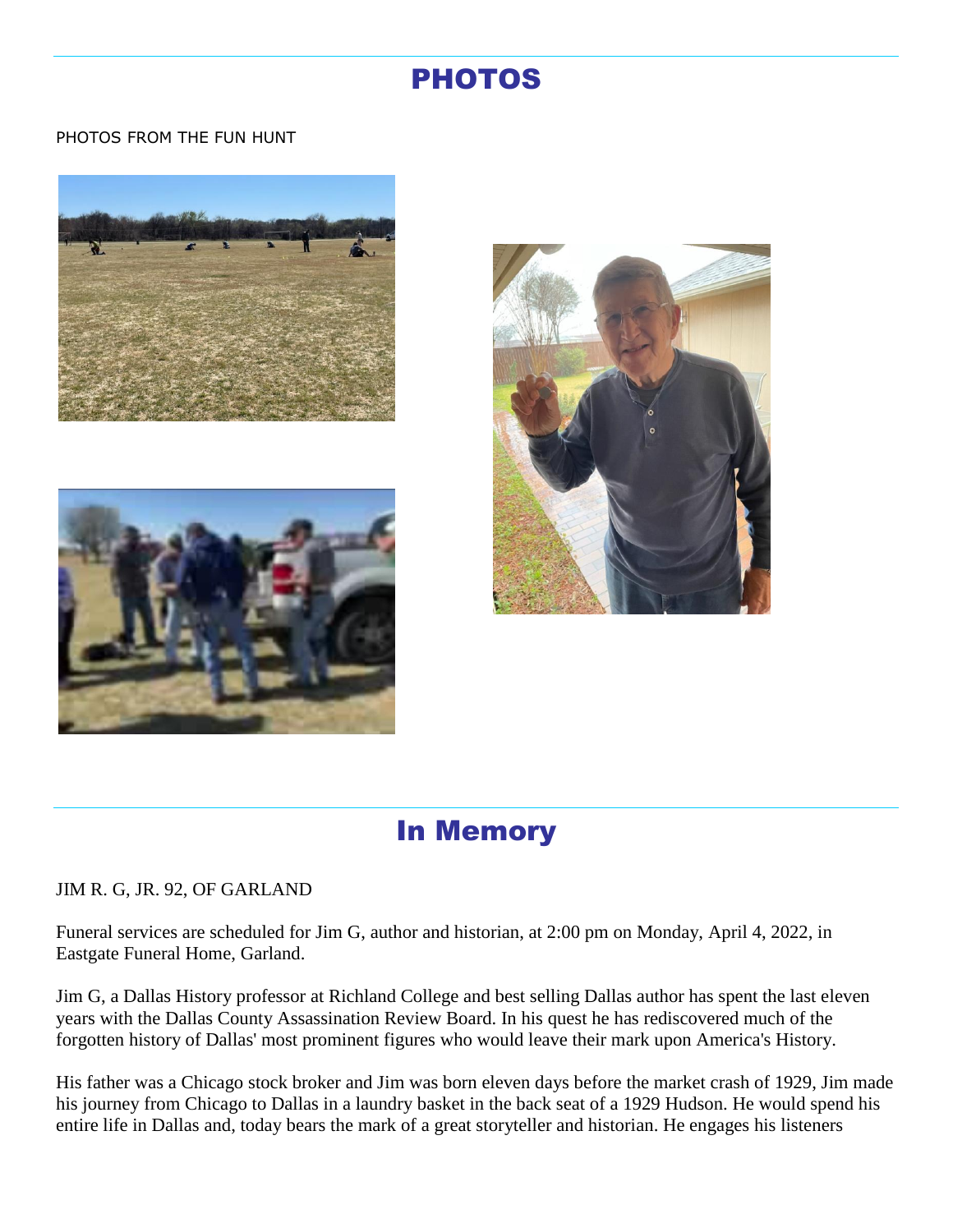# PHOTOS

PHOTOS FROM THE FUN HUNT

# In Memory

JIM R. G, JR. 92, OF GARLAND

Funeral services are scheduled for Jim G, author and historian, at 2:00 pm on Monday, April 4, 2022, in Eastgate Funeral Home, Garland.

Jim G, a Dallas History professor at Richland College and best selling Dallas author has spent the last eleven years with the Dallas County Assassination Review Board. In his quest he has rediscovered much of the forgotten history of Dallas' most prominent figures who would leave their mark upon America's History.

His father was a Chicago stock broker and Jim was born eleven days before the market crash of 1929, Jim made his journey from Chicago to Dallas in a laundry basket in the back seat of a 1929 Hudson. He would spend his entire life in Dallas and, today bears the mark of a great storyteller and historian. He engages his listeners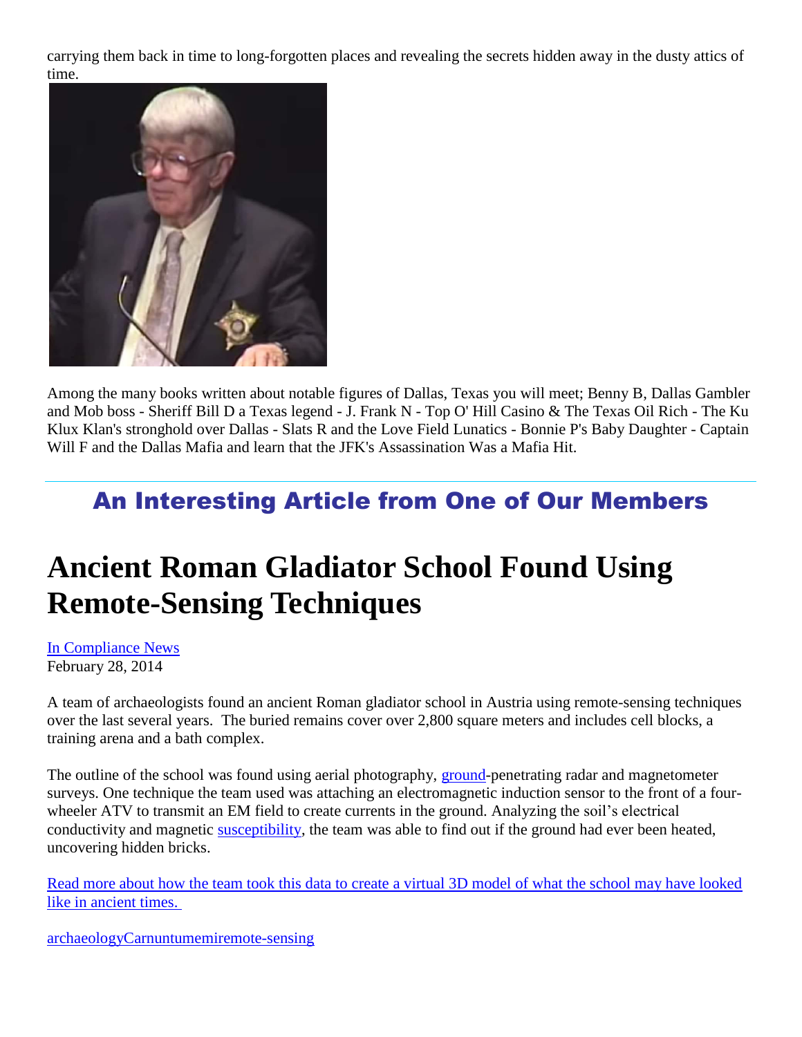carrying them back in time to long-forgotten places and revealing the secrets hidden away in the dusty attics of time.

Among the many books written about notable figures of Dallas, Texas you will meet; Benny B, Dallas Gambler and Mob boss - Sheriff Bill D a Texas legend - J. Frank N - Top O' Hill Casino & The Texas Oil Rich - The Ku Klux Klan's stronghold over Dallas - Slats R and the Love Field Lunatics - Bonnie P's Baby Daughter - Captain Will F and the Dallas Mafia and learn that the JFK's Assassination Was a Mafia Hit.

## An Interesting Article from One of Our Members

# Ancient Roman Gladiator School Found Using Remote-Sensing Techniques

In Compliance News
February 28, 2014

A team of archaeologists found an ancient Roman gladiator school in Austria using remote-sensing techniques over the last several years. The buried remains cover over 2,800 square meters and includes cell blocks, a training arena and a bath complex.

The outline of the school was found using aerial photography, ground-penetrating radar and magnetometer surveys. One technique the team used was attaching an electromagnetic induction sensor to the front of a four-wheeler ATV to transmit an EM field to create currents in the ground. Analyzing the soil's electrical conductivity and magnetic susceptibility, the team was able to find out if the ground had ever been heated, uncovering hidden bricks.

Read more about how the team took this data to create a virtual 3D model of what the school may have looked like in ancient times.

archaeologyCarnuntumemiremote-sensing